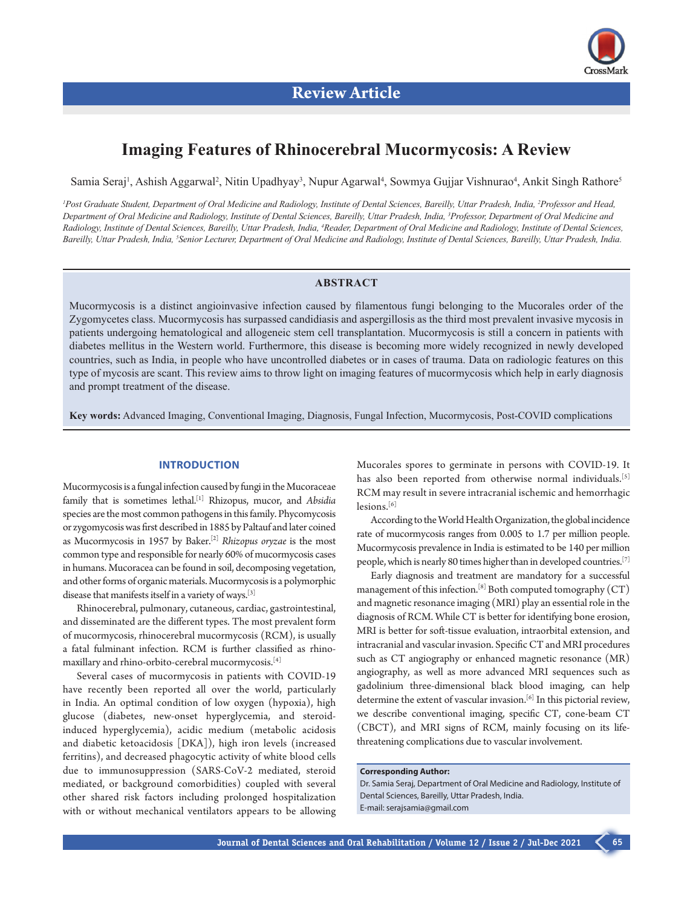Review Article

# Imaging Features of Rhinocerebral Mucormycosis: A Review

Samia Seraj[1], Ashish Aggarwal[2], Nitin Upadhyay[3], Nupur Agarwal[4], Sowmya Gujjar Vishnurao[4], Ankit Singh Rathore[5]

*[1]Post Graduate Student, Department of Oral Medicine and Radiology, Institute of Dental Sciences, Bareilly, Uttar Pradesh, India, [2]Professor and Head, Department of Oral Medicine and Radiology, Institute of Dental Sciences, Bareilly, Uttar Pradesh, India, [3]Professor, Department of Oral Medicine and Radiology, Institute of Dental Sciences, Bareilly, Uttar Pradesh, India, [4]Reader, Department of Oral Medicine and Radiology, Institute of Dental Sciences, Bareilly, Uttar Pradesh, India, [5]Senior Lecturer, Department of Oral Medicine and Radiology, Institute of Dental Sciences, Bareilly, Uttar Pradesh, India.*

## ABSTRACT

Mucormycosis is a distinct angioinvasive infection caused by filamentous fungi belonging to the Mucorales order of the Zygomycetes class. Mucormycosis has surpassed candidiasis and aspergillosis as the third most prevalent invasive mycosis in patients undergoing hematological and allogeneic stem cell transplantation. Mucormycosis is still a concern in patients with diabetes mellitus in the Western world. Furthermore, this disease is becoming more widely recognized in newly developed countries, such as India, in people who have uncontrolled diabetes or in cases of trauma. Data on radiologic features on this type of mycosis are scant. This review aims to throw light on imaging features of mucormycosis which help in early diagnosis and prompt treatment of the disease.

**Key words:** Advanced Imaging, Conventional Imaging, Diagnosis, Fungal Infection, Mucormycosis, Post-COVID complications

## INTRODUCTION

Mucormycosis is a fungal infection caused by fungi in the Mucoraceae family that is sometimes lethal.[1] Rhizopus, mucor, and *Absidia* species are the most common pathogens in this family. Phycomycosis or zygomycosis was first described in 1885 by Paltauf and later coined as Mucormycosis in 1957 by Baker.[2] *Rhizopus oryzae* is the most common type and responsible for nearly 60% of mucormycosis cases in humans. Mucoracea can be found in soil, decomposing vegetation, and other forms of organic materials. Mucormycosis is a polymorphic disease that manifests itself in a variety of ways.[3]

Rhinocerebral, pulmonary, cutaneous, cardiac, gastrointestinal, and disseminated are the different types. The most prevalent form of mucormycosis, rhinocerebral mucormycosis (RCM), is usually a fatal fulminant infection. RCM is further classified as rhino-maxillary and rhino-orbito-cerebral mucormycosis.[4]

Several cases of mucormycosis in patients with COVID-19 have recently been reported all over the world, particularly in India. An optimal condition of low oxygen (hypoxia), high glucose (diabetes, new-onset hyperglycemia, and steroid-induced hyperglycemia), acidic medium (metabolic acidosis and diabetic ketoacidosis [DKA]), high iron levels (increased ferritins), and decreased phagocytic activity of white blood cells due to immunosuppression (SARS-CoV-2 mediated, steroid mediated, or background comorbidities) coupled with several other shared risk factors including prolonged hospitalization with or without mechanical ventilators appears to be allowing Mucorales spores to germinate in persons with COVID-19. It has also been reported from otherwise normal individuals.[5] RCM may result in severe intracranial ischemic and hemorrhagic lesions.[6]

According to the World Health Organization, the global incidence rate of mucormycosis ranges from 0.005 to 1.7 per million people. Mucormycosis prevalence in India is estimated to be 140 per million people, which is nearly 80 times higher than in developed countries.[7]

Early diagnosis and treatment are mandatory for a successful management of this infection.[8] Both computed tomography (CT) and magnetic resonance imaging (MRI) play an essential role in the diagnosis of RCM. While CT is better for identifying bone erosion, MRI is better for soft-tissue evaluation, intraorbital extension, and intracranial and vascular invasion. Specific CT and MRI procedures such as CT angiography or enhanced magnetic resonance (MR) angiography, as well as more advanced MRI sequences such as gadolinium three-dimensional black blood imaging, can help determine the extent of vascular invasion.[6] In this pictorial review, we describe conventional imaging, specific CT, cone-beam CT (CBCT), and MRI signs of RCM, mainly focusing on its life-threatening complications due to vascular involvement.

**Corresponding Author:**
Dr. Samia Seraj, Department of Oral Medicine and Radiology, Institute of Dental Sciences, Bareilly, Uttar Pradesh, India.
E-mail: serajsamia@gmail.com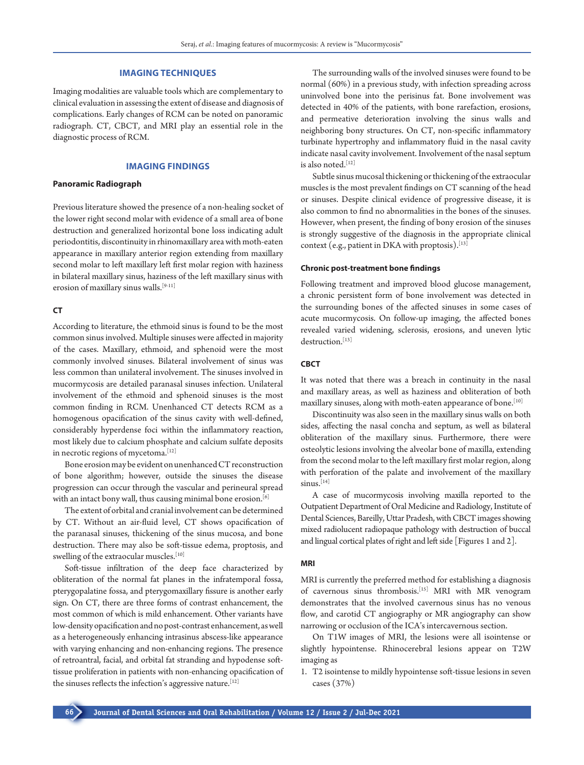## IMAGING TECHNIQUES

Imaging modalities are valuable tools which are complementary to clinical evaluation in assessing the extent of disease and diagnosis of complications. Early changes of RCM can be noted on panoramic radiograph. CT, CBCT, and MRI play an essential role in the diagnostic process of RCM.

## IMAGING FINDINGS

### Panoramic Radiograph

Previous literature showed the presence of a non-healing socket of the lower right second molar with evidence of a small area of bone destruction and generalized horizontal bone loss indicating adult periodontitis, discontinuity in rhinomaxillary area with moth-eaten appearance in maxillary anterior region extending from maxillary second molar to left maxillary left first molar region with haziness in bilateral maxillary sinus, haziness of the left maxillary sinus with erosion of maxillary sinus walls.[9-11]

### CT

According to literature, the ethmoid sinus is found to be the most common sinus involved. Multiple sinuses were affected in majority of the cases. Maxillary, ethmoid, and sphenoid were the most commonly involved sinuses. Bilateral involvement of sinus was less common than unilateral involvement. The sinuses involved in mucormycosis are detailed paranasal sinuses infection. Unilateral involvement of the ethmoid and sphenoid sinuses is the most common finding in RCM. Unenhanced CT detects RCM as a homogenous opacification of the sinus cavity with well-defined, considerably hyperdense foci within the inflammatory reaction, most likely due to calcium phosphate and calcium sulfate deposits in necrotic regions of mycetoma.[12]

Bone erosion may be evident on unenhanced CT reconstruction of bone algorithm; however, outside the sinuses the disease progression can occur through the vascular and perineural spread with an intact bony wall, thus causing minimal bone erosion.[6]

The extent of orbital and cranial involvement can be determined by CT. Without an air-fluid level, CT shows opacification of the paranasal sinuses, thickening of the sinus mucosa, and bone destruction. There may also be soft-tissue edema, proptosis, and swelling of the extraocular muscles.[10]

Soft-tissue infiltration of the deep face characterized by obliteration of the normal fat planes in the infratemporal fossa, pterygopalatine fossa, and pterygomaxillary fissure is another early sign. On CT, there are three forms of contrast enhancement, the most common of which is mild enhancement. Other variants have low-density opacification and no post-contrast enhancement, as well as a heterogeneously enhancing intrasinus abscess-like appearance with varying enhancing and non-enhancing regions. The presence of retroantral, facial, and orbital fat stranding and hypodense soft-tissue proliferation in patients with non-enhancing opacification of the sinuses reflects the infection's aggressive nature.[12]

The surrounding walls of the involved sinuses were found to be normal (60%) in a previous study, with infection spreading across uninvolved bone into the perisinus fat. Bone involvement was detected in 40% of the patients, with bone rarefaction, erosions, and permeative deterioration involving the sinus walls and neighboring bony structures. On CT, non-specific inflammatory turbinate hypertrophy and inflammatory fluid in the nasal cavity indicate nasal cavity involvement. Involvement of the nasal septum is also noted.[12]

Subtle sinus mucosal thickening or thickening of the extraocular muscles is the most prevalent findings on CT scanning of the head or sinuses. Despite clinical evidence of progressive disease, it is also common to find no abnormalities in the bones of the sinuses. However, when present, the finding of bony erosion of the sinuses is strongly suggestive of the diagnosis in the appropriate clinical context (e.g., patient in DKA with proptosis).[13]

### Chronic post-treatment bone findings

Following treatment and improved blood glucose management, a chronic persistent form of bone involvement was detected in the surrounding bones of the affected sinuses in some cases of acute mucormycosis. On follow-up imaging, the affected bones revealed varied widening, sclerosis, erosions, and uneven lytic destruction.[13]

### CBCT

It was noted that there was a breach in continuity in the nasal and maxillary areas, as well as haziness and obliteration of both maxillary sinuses, along with moth-eaten appearance of bone.[10]

Discontinuity was also seen in the maxillary sinus walls on both sides, affecting the nasal concha and septum, as well as bilateral obliteration of the maxillary sinus. Furthermore, there were osteolytic lesions involving the alveolar bone of maxilla, extending from the second molar to the left maxillary first molar region, along with perforation of the palate and involvement of the maxillary sinus.[14]

A case of mucormycosis involving maxilla reported to the Outpatient Department of Oral Medicine and Radiology, Institute of Dental Sciences, Bareilly, Uttar Pradesh, with CBCT images showing mixed radiolucent radiopaque pathology with destruction of buccal and lingual cortical plates of right and left side [Figures 1 and 2].

### MRI

MRI is currently the preferred method for establishing a diagnosis of cavernous sinus thrombosis.[15] MRI with MR venogram demonstrates that the involved cavernous sinus has no venous flow, and carotid CT angiography or MR angiography can show narrowing or occlusion of the ICA's intercavernous section.

On T1W images of MRI, the lesions were all isointense or slightly hypointense. Rhinocerebral lesions appear on T2W imaging as

1. T2 isointense to mildly hypointense soft-tissue lesions in seven cases (37%)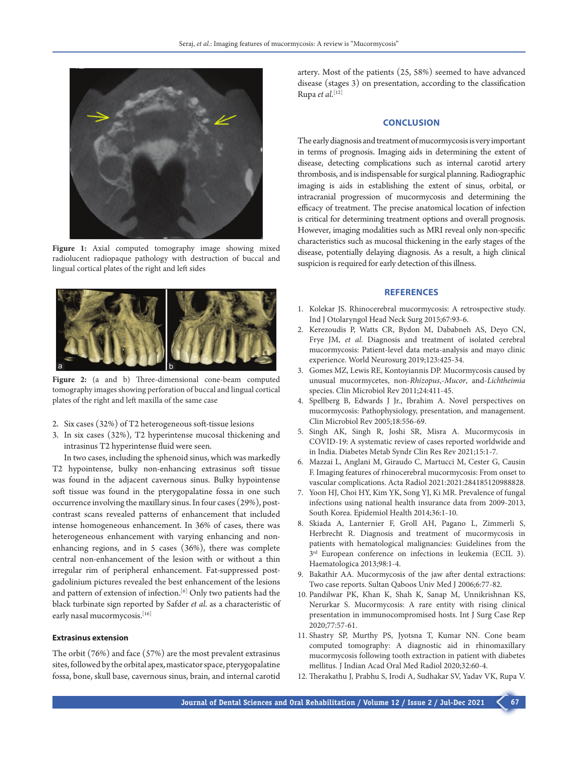Figure 1: Axial computed tomography image showing mixed radiolucent radiopaque pathology with destruction of buccal and lingual cortical plates of the right and left sides

Figure 2: (a and b) Three-dimensional cone-beam computed tomography images showing perforation of buccal and lingual cortical plates of the right and left maxilla of the same case

2. Six cases (32%) of T2 heterogeneous soft-tissue lesions
3. In six cases (32%), T2 hyperintense mucosal thickening and intrasinus T2 hyperintense fluid were seen.

In two cases, including the sphenoid sinus, which was markedly T2 hypointense, bulky non-enhancing extrasinus soft tissue was found in the adjacent cavernous sinus. Bulky hypointense soft tissue was found in the pterygopalatine fossa in one such occurrence involving the maxillary sinus. In four cases (29%), post-contrast scans revealed patterns of enhancement that included intense homogeneous enhancement. In 36% of cases, there was heterogeneous enhancement with varying enhancing and non-enhancing regions, and in 5 cases (36%), there was complete central non-enhancement of the lesion with or without a thin irregular rim of peripheral enhancement. Fat-suppressed post-gadolinium pictures revealed the best enhancement of the lesions and pattern of extension of infection.[6] Only two patients had the black turbinate sign reported by Safder *et al.* as a characteristic of early nasal mucormycosis.[16]

### Extrasinus extension

The orbit (76%) and face (57%) are the most prevalent extrasinus sites, followed by the orbital apex, masticator space, pterygopalatine fossa, bone, skull base, cavernous sinus, brain, and internal carotid artery. Most of the patients (25, 58%) seemed to have advanced disease (stages 3) on presentation, according to the classification Rupa *et al.*[12]

## CONCLUSION

The early diagnosis and treatment of mucormycosis is very important in terms of prognosis. Imaging aids in determining the extent of disease, detecting complications such as internal carotid artery thrombosis, and is indispensable for surgical planning. Radiographic imaging is aids in establishing the extent of sinus, orbital, or intracranial progression of mucormycosis and determining the efficacy of treatment. The precise anatomical location of infection is critical for determining treatment options and overall prognosis. However, imaging modalities such as MRI reveal only non-specific characteristics such as mucosal thickening in the early stages of the disease, potentially delaying diagnosis. As a result, a high clinical suspicion is required for early detection of this illness.

## REFERENCES

1. Kolekar JS. Rhinocerebral mucormycosis: A retrospective study. Ind J Otolaryngol Head Neck Surg 2015;67:93-6.
2. Kerezoudis P, Watts CR, Bydon M, Dababneh AS, Deyo CN, Frye JM, *et al*. Diagnosis and treatment of isolated cerebral mucormycosis: Patient-level data meta-analysis and mayo clinic experience. World Neurosurg 2019;123:425-34.
3. Gomes MZ, Lewis RE, Kontoyiannis DP. Mucormycosis caused by unusual mucormycetes, non-*Rhizopus*,-*Mucor*, and-*Lichtheimia* species. Clin Microbiol Rev 2011;24:411-45.
4. Spellberg B, Edwards J Jr., Ibrahim A. Novel perspectives on mucormycosis: Pathophysiology, presentation, and management. Clin Microbiol Rev 2005;18:556-69.
5. Singh AK, Singh R, Joshi SR, Misra A. Mucormycosis in COVID-19: A systematic review of cases reported worldwide and in India. Diabetes Metab Syndr Clin Res Rev 2021;15:1-7.
6. Mazzai L, Anglani M, Giraudo C, Martucci M, Cester G, Causin F. Imaging features of rhinocerebral mucormycosis: From onset to vascular complications. Acta Radiol 2021:2021:284185120988828.
7. Yoon HJ, Choi HY, Kim YK, Song YJ, Ki MR. Prevalence of fungal infections using national health insurance data from 2009-2013, South Korea. Epidemiol Health 2014;36:1-10.
8. Skiada A, Lanternier F, Groll AH, Pagano L, Zimmerli S, Herbrecht R. Diagnosis and treatment of mucormycosis in patients with hematological malignancies: Guidelines from the 3rd European conference on infections in leukemia (ECIL 3). Haematologica 2013;98:1-4.
9. Bakathir AA. Mucormycosis of the jaw after dental extractions: Two case reports. Sultan Qaboos Univ Med J 2006;6:77-82.
10. Pandilwar PK, Khan K, Shah K, Sanap M, Unnikrishnan KS, Nerurkar S. Mucormycosis: A rare entity with rising clinical presentation in immunocompromised hosts. Int J Surg Case Rep 2020;77:57-61.
11. Shastry SP, Murthy PS, Jyotsna T, Kumar NN. Cone beam computed tomography: A diagnostic aid in rhinomaxillary mucormycosis following tooth extraction in patient with diabetes mellitus. J Indian Acad Oral Med Radiol 2020;32:60-4.
12. Therakathu J, Prabhu S, Irodi A, Sudhakar SV, Yadav VK, Rupa V.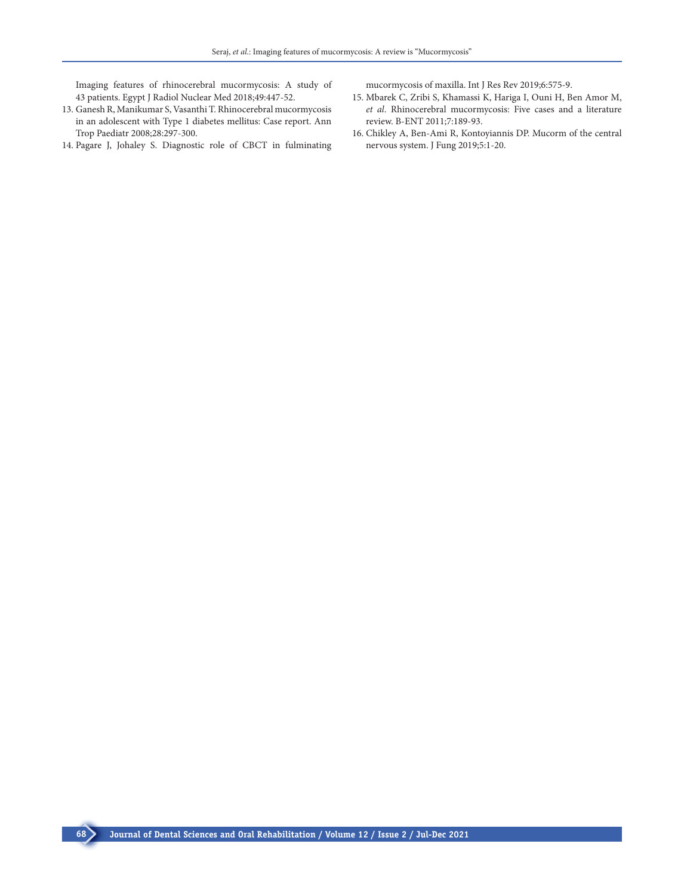Imaging features of rhinocerebral mucormycosis: A study of 43 patients. Egypt J Radiol Nuclear Med 2018;49:447-52.

13. Ganesh R, Manikumar S, Vasanthi T. Rhinocerebral mucormycosis in an adolescent with Type 1 diabetes mellitus: Case report. Ann Trop Paediatr 2008;28:297-300.
14. Pagare J, Johaley S. Diagnostic role of CBCT in fulminating mucormycosis of maxilla. Int J Res Rev 2019;6:575-9.
15. Mbarek C, Zribi S, Khamassi K, Hariga I, Ouni H, Ben Amor M, *et al*. Rhinocerebral mucormycosis: Five cases and a literature review. B-ENT 2011;7:189-93.
16. Chikley A, Ben-Ami R, Kontoyiannis DP. Mucorm of the central nervous system. J Fung 2019;5:1-20.